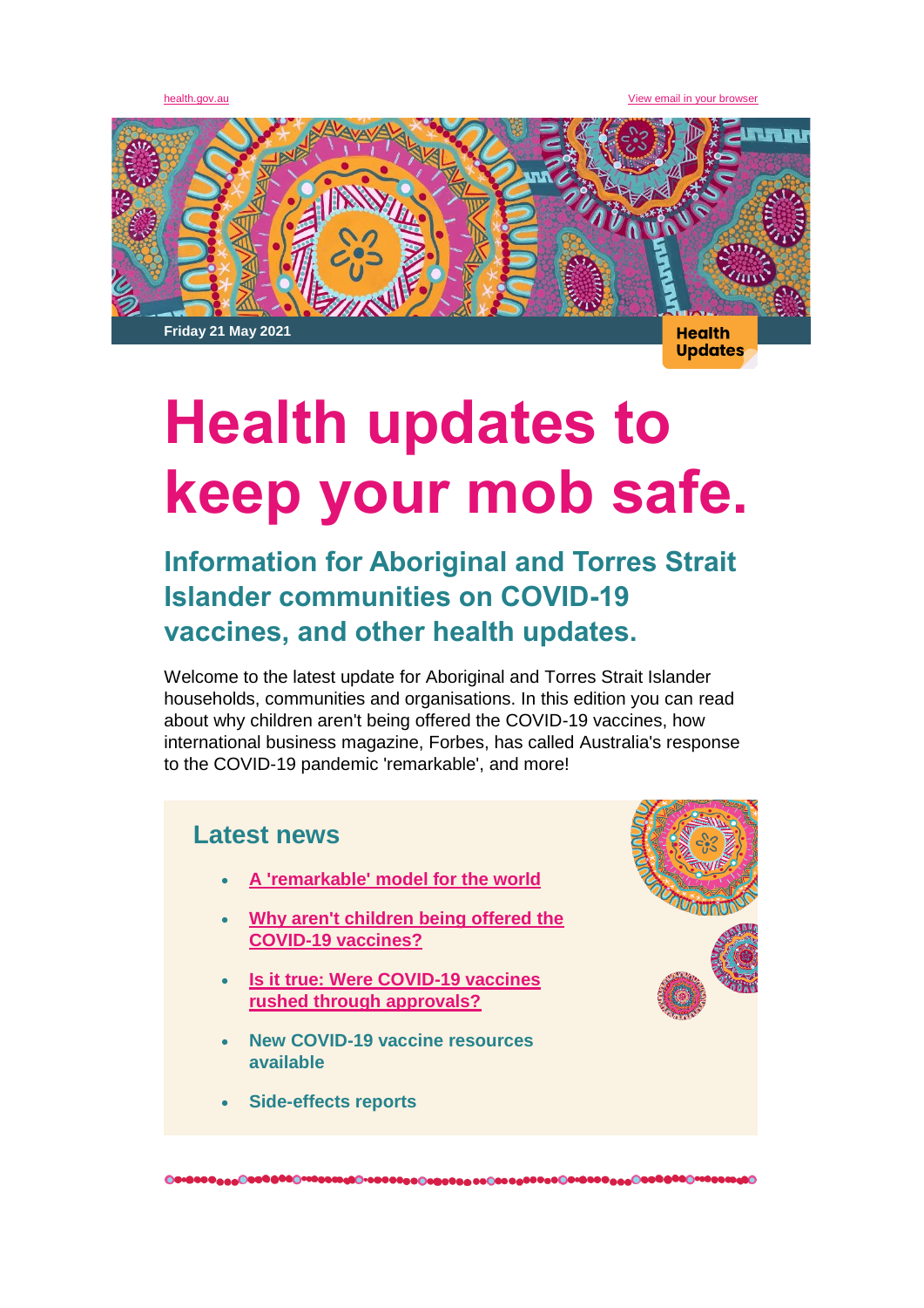health.gov.au | View email in your browser

Friday 21 May 2021

Health Updates

# Health updates to keep your mob safe.

## Information for Aboriginal and Torres Strait Islander communities on COVID-19 vaccines, and other health updates.

Welcome to the latest update for Aboriginal and Torres Strait Islander households, communities and organisations. In this edition you can read about why children aren't being offered the COVID-19 vaccines, how international business magazine, Forbes, has called Australia's response to the COVID-19 pandemic 'remarkable', and more!

### Latest news

- **A 'remarkable' model for the world**
- **Why aren't children being offered the COVID-19 vaccines?**
- **Is it true: Were COVID-19 vaccines rushed through approvals?**
- **New COVID-19 vaccine resources available**
- **Side-effects reports**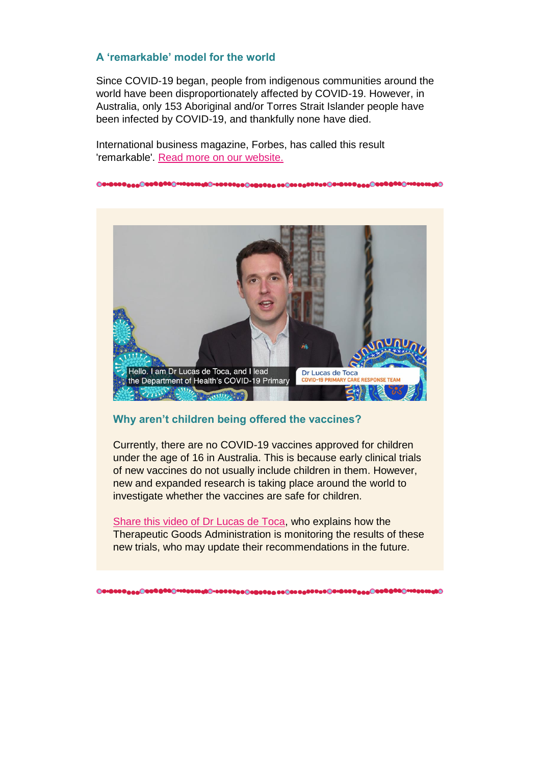### A 'remarkable' model for the world

Since COVID-19 began, people from indigenous communities around the world have been disproportionately affected by COVID-19. However, in Australia, only 153 Aboriginal and/or Torres Strait Islander people have been infected by COVID-19, and thankfully none have died.

International business magazine, Forbes, has called this result 'remarkable'. Read more on our website.

### Why aren't children being offered the vaccines?

Currently, there are no COVID-19 vaccines approved for children under the age of 16 in Australia. This is because early clinical trials of new vaccines do not usually include children in them. However, new and expanded research is taking place around the world to investigate whether the vaccines are safe for children.

Share this video of Dr Lucas de Toca, who explains how the Therapeutic Goods Administration is monitoring the results of these new trials, who may update their recommendations in the future.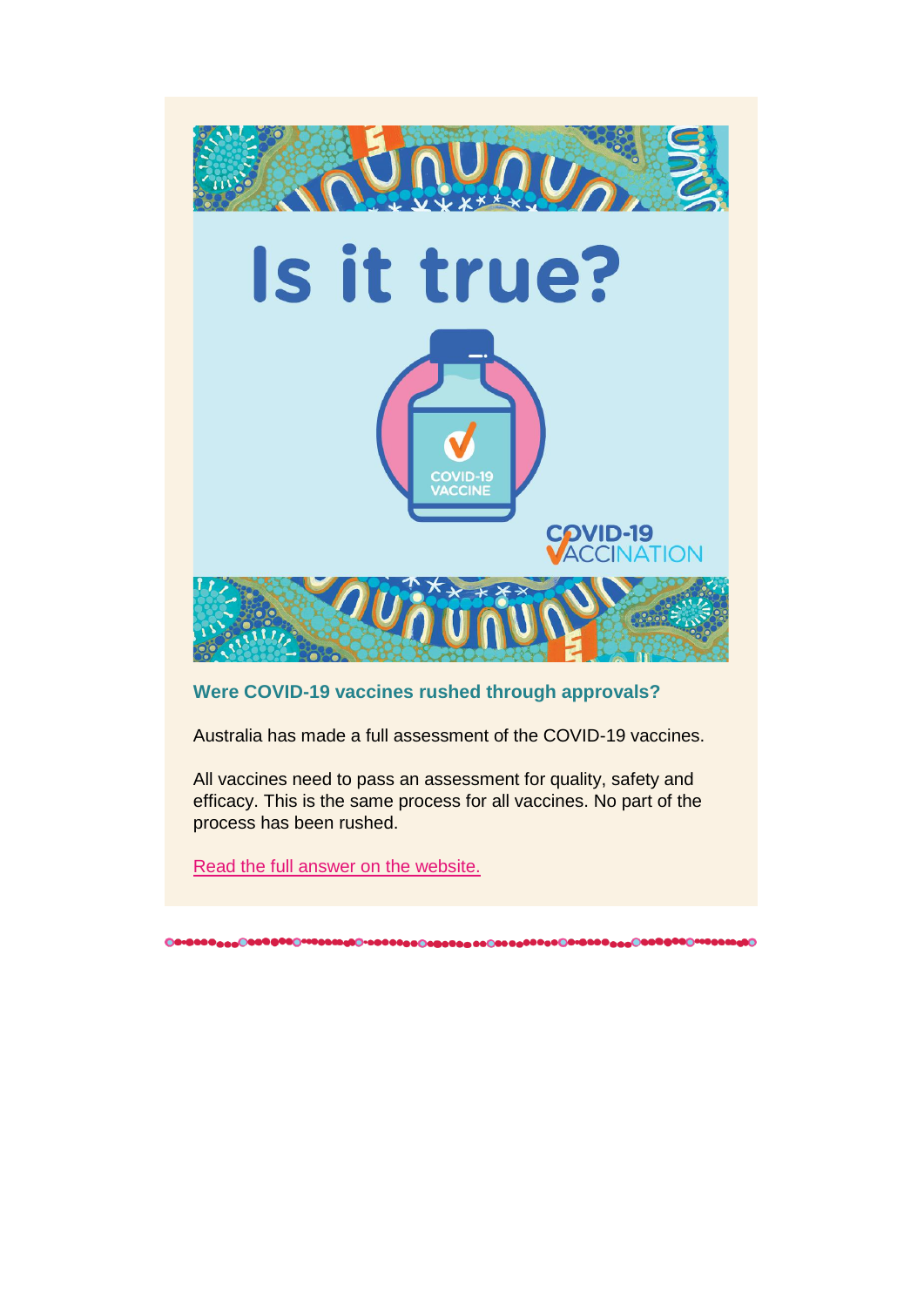# Is it true?

COVID-19 VACCINE

COVID-19 VACCINATION

### Were COVID-19 vaccines rushed through approvals?

Australia has made a full assessment of the COVID-19 vaccines.

All vaccines need to pass an assessment for quality, safety and efficacy. This is the same process for all vaccines. No part of the process has been rushed.

Read the full answer on the website.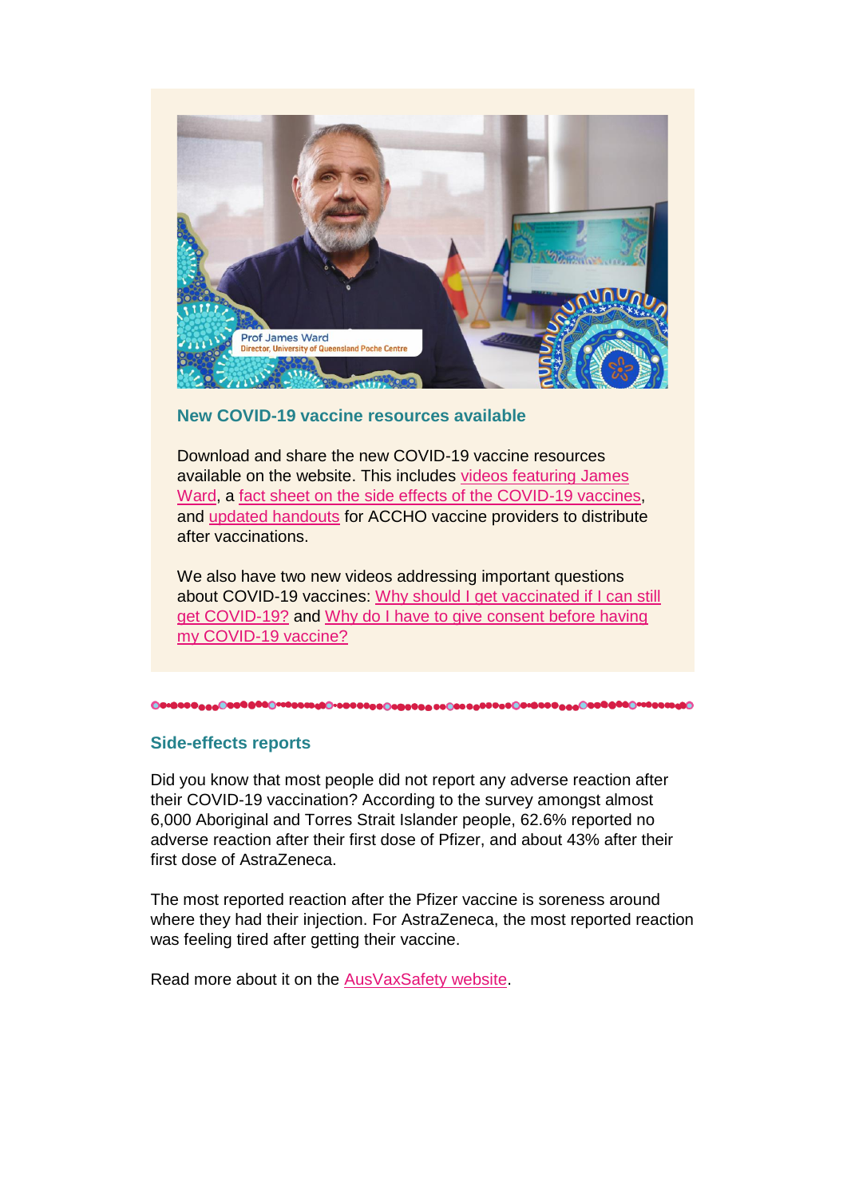## New COVID-19 vaccine resources available

Download and share the new COVID-19 vaccine resources available on the website. This includes videos featuring James Ward, a fact sheet on the side effects of the COVID-19 vaccines, and updated handouts for ACCHO vaccine providers to distribute after vaccinations.

We also have two new videos addressing important questions about COVID-19 vaccines: Why should I get vaccinated if I can still get COVID-19? and Why do I have to give consent before having my COVID-19 vaccine?

## Side-effects reports

Did you know that most people did not report any adverse reaction after their COVID-19 vaccination? According to the survey amongst almost 6,000 Aboriginal and Torres Strait Islander people, 62.6% reported no adverse reaction after their first dose of Pfizer, and about 43% after their first dose of AstraZeneca.

The most reported reaction after the Pfizer vaccine is soreness around where they had their injection. For AstraZeneca, the most reported reaction was feeling tired after getting their vaccine.

Read more about it on the AusVaxSafety website.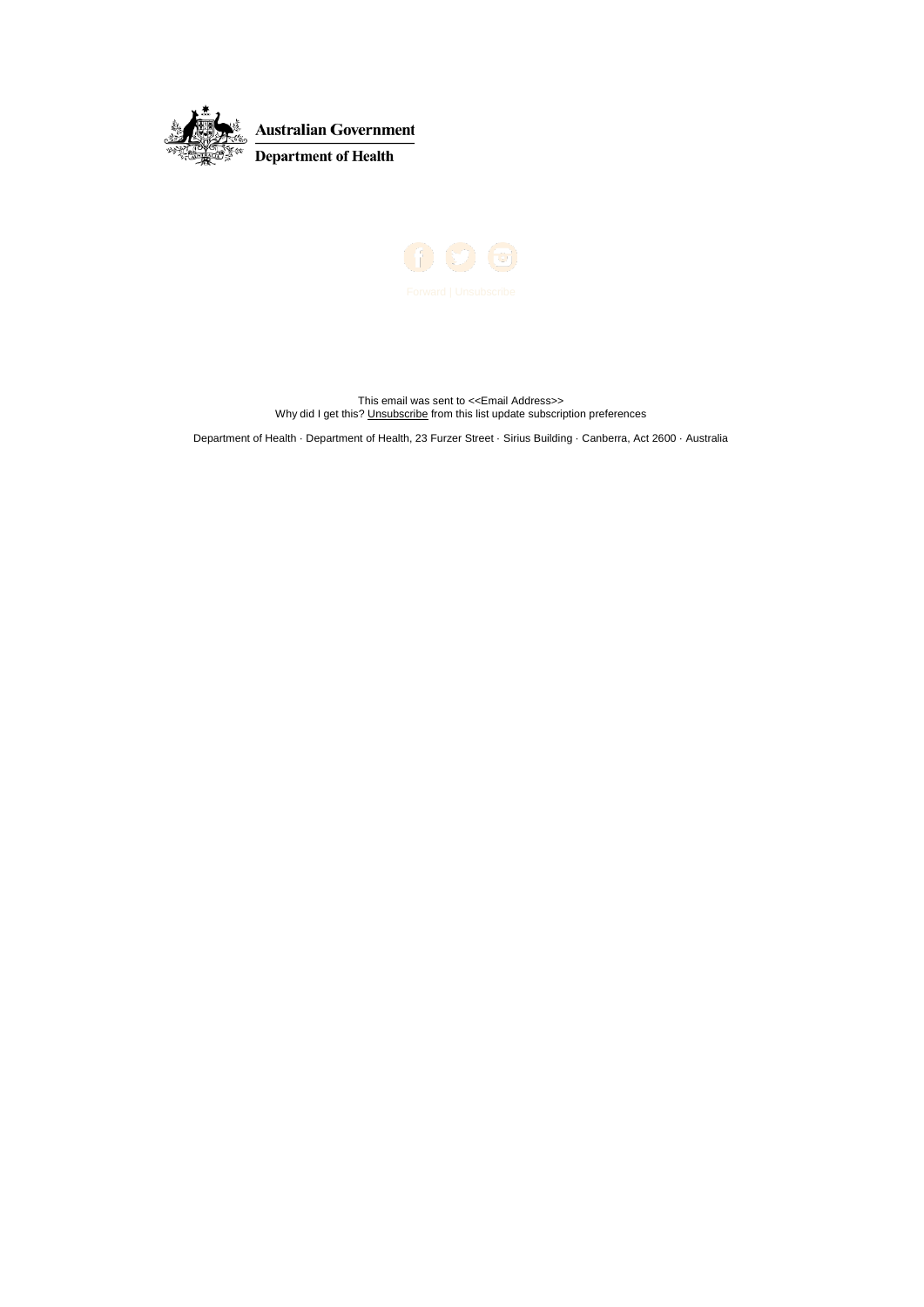**Australian Government**

**Department of Health**

Forward | Unsubscribe

This email was sent to <<Email Address>>
Why did I get this? Unsubscribe from this list update subscription preferences

Department of Health · Department of Health, 23 Furzer Street · Sirius Building · Canberra, Act 2600 · Australia